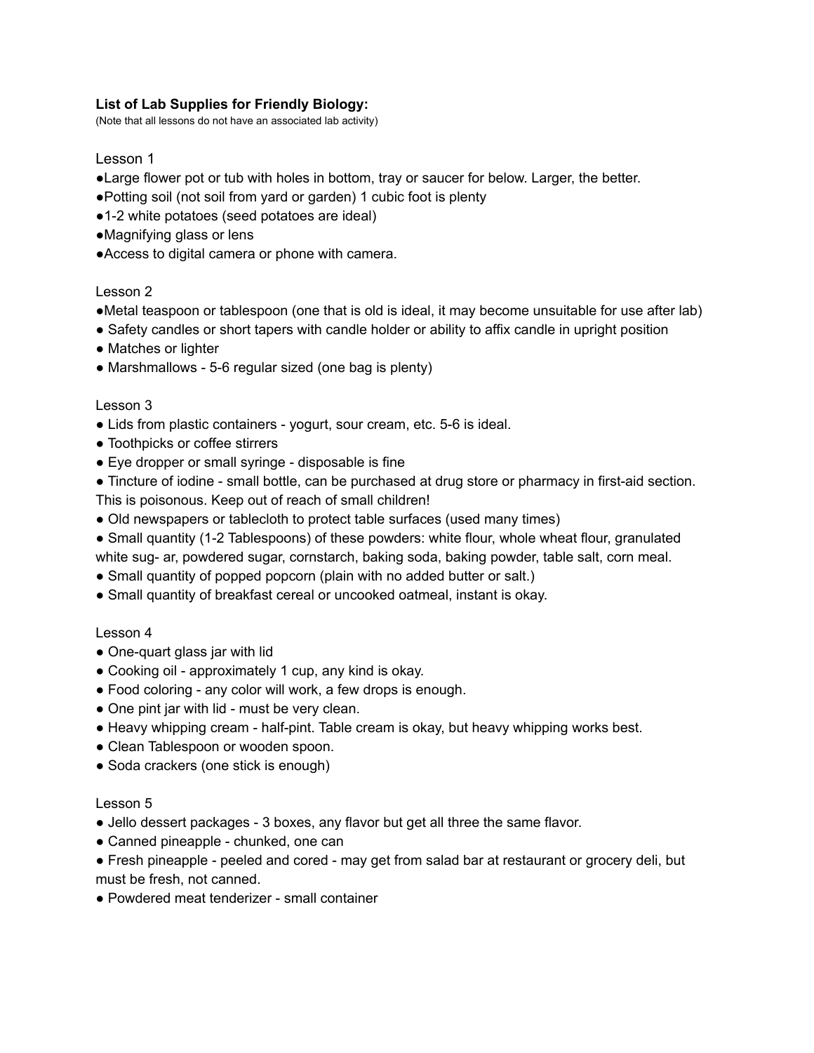**List of Lab Supplies for Friendly Biology:**

(Note that all lessons do not have an associated lab activity)

Lesson 1

- Large flower pot or tub with holes in bottom, tray or saucer for below. Larger, the better.
- Potting soil (not soil from yard or garden) 1 cubic foot is plenty
- 1-2 white potatoes (seed potatoes are ideal)
- Magnifying glass or lens
- Access to digital camera or phone with camera.

Lesson 2

- Metal teaspoon or tablespoon (one that is old is ideal, it may become unsuitable for use after lab)
- Safety candles or short tapers with candle holder or ability to affix candle in upright position
- Matches or lighter
- Marshmallows - 5-6 regular sized (one bag is plenty)

Lesson 3

- Lids from plastic containers - yogurt, sour cream, etc. 5-6 is ideal.
- Toothpicks or coffee stirrers
- Eye dropper or small syringe - disposable is fine
- Tincture of iodine - small bottle, can be purchased at drug store or pharmacy in first-aid section. This is poisonous. Keep out of reach of small children!
- Old newspapers or tablecloth to protect table surfaces (used many times)
- Small quantity (1-2 Tablespoons) of these powders: white flour, whole wheat flour, granulated white sug- ar, powdered sugar, cornstarch, baking soda, baking powder, table salt, corn meal.
- Small quantity of popped popcorn (plain with no added butter or salt.)
- Small quantity of breakfast cereal or uncooked oatmeal, instant is okay.

Lesson 4

- One-quart glass jar with lid
- Cooking oil - approximately 1 cup, any kind is okay.
- Food coloring - any color will work, a few drops is enough.
- One pint jar with lid - must be very clean.
- Heavy whipping cream - half-pint. Table cream is okay, but heavy whipping works best.
- Clean Tablespoon or wooden spoon.
- Soda crackers (one stick is enough)

Lesson 5

- Jello dessert packages - 3 boxes, any flavor but get all three the same flavor.
- Canned pineapple - chunked, one can
- Fresh pineapple - peeled and cored - may get from salad bar at restaurant or grocery deli, but must be fresh, not canned.
- Powdered meat tenderizer - small container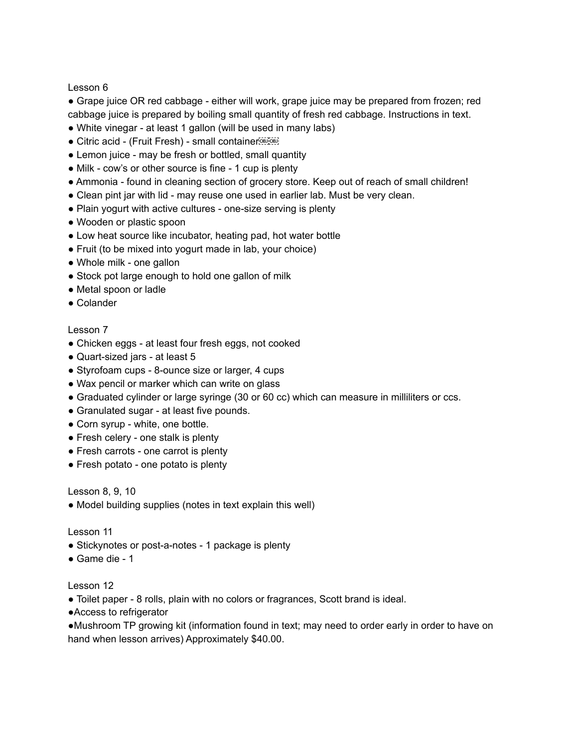Lesson 6

- Grape juice OR red cabbage - either will work, grape juice may be prepared from frozen; red cabbage juice is prepared by boiling small quantity of fresh red cabbage. Instructions in text.
- White vinegar - at least 1 gallon (will be used in many labs)
- Citric acid - (Fruit Fresh) - small container
- Lemon juice - may be fresh or bottled, small quantity
- Milk - cow's or other source is fine - 1 cup is plenty
- Ammonia - found in cleaning section of grocery store. Keep out of reach of small children!
- Clean pint jar with lid - may reuse one used in earlier lab. Must be very clean.
- Plain yogurt with active cultures - one-size serving is plenty
- Wooden or plastic spoon
- Low heat source like incubator, heating pad, hot water bottle
- Fruit (to be mixed into yogurt made in lab, your choice)
- Whole milk - one gallon
- Stock pot large enough to hold one gallon of milk
- Metal spoon or ladle
- Colander

Lesson 7

- Chicken eggs - at least four fresh eggs, not cooked
- Quart-sized jars - at least 5
- Styrofoam cups - 8-ounce size or larger, 4 cups
- Wax pencil or marker which can write on glass
- Graduated cylinder or large syringe (30 or 60 cc) which can measure in milliliters or ccs.
- Granulated sugar - at least five pounds.
- Corn syrup - white, one bottle.
- Fresh celery - one stalk is plenty
- Fresh carrots - one carrot is plenty
- Fresh potato - one potato is plenty

Lesson 8, 9, 10

- Model building supplies (notes in text explain this well)

Lesson 11

- Stickynotes or post-a-notes - 1 package is plenty
- Game die - 1

Lesson 12

- Toilet paper - 8 rolls, plain with no colors or fragrances, Scott brand is ideal.
- Access to refrigerator
- Mushroom TP growing kit (information found in text; may need to order early in order to have on hand when lesson arrives) Approximately $40.00.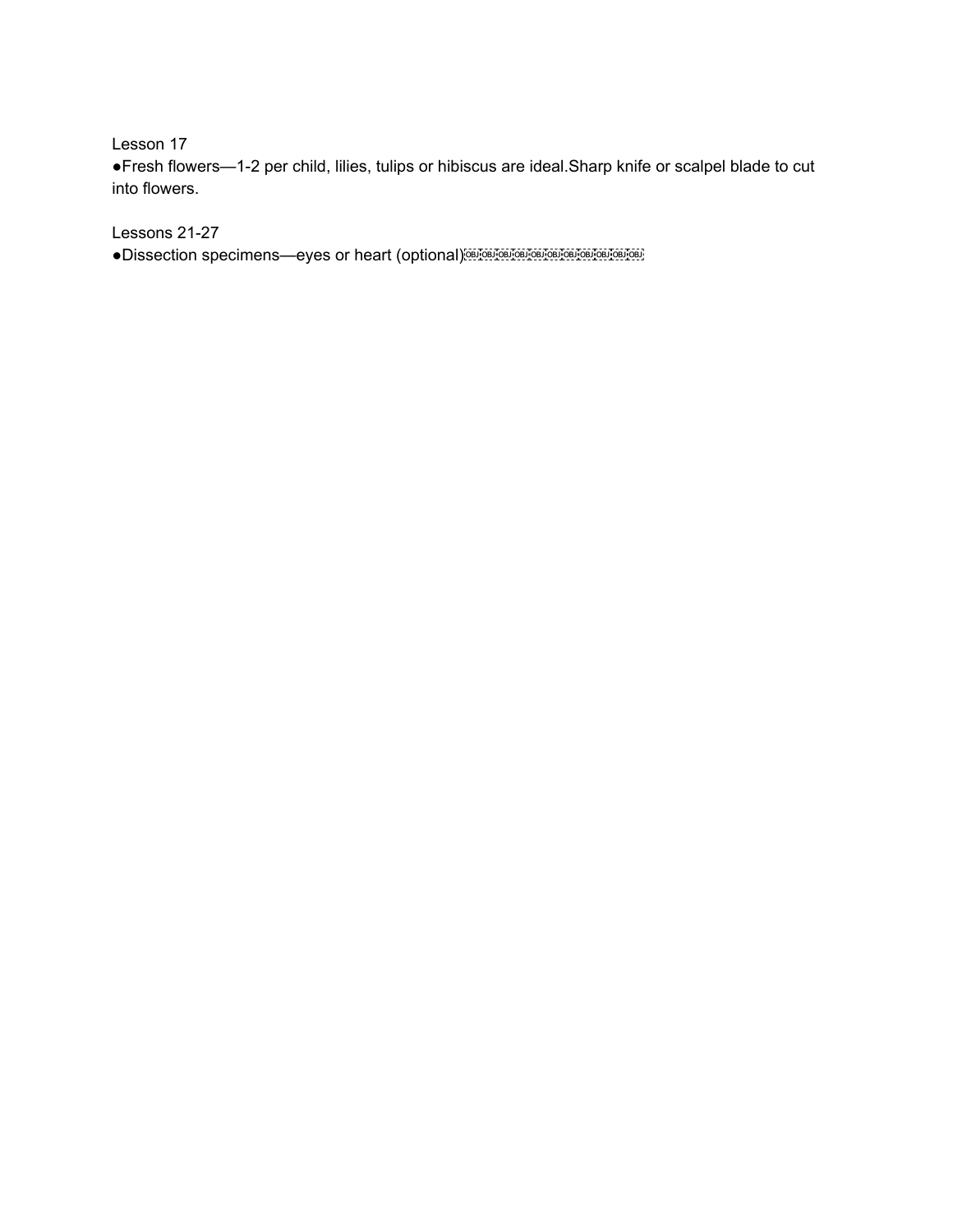Lesson 17

- Fresh flowers—1-2 per child, lilies, tulips or hibiscus are ideal.Sharp knife or scalpel blade to cut into flowers.

Lessons 21-27

- Dissection specimens—eyes or heart (optional)